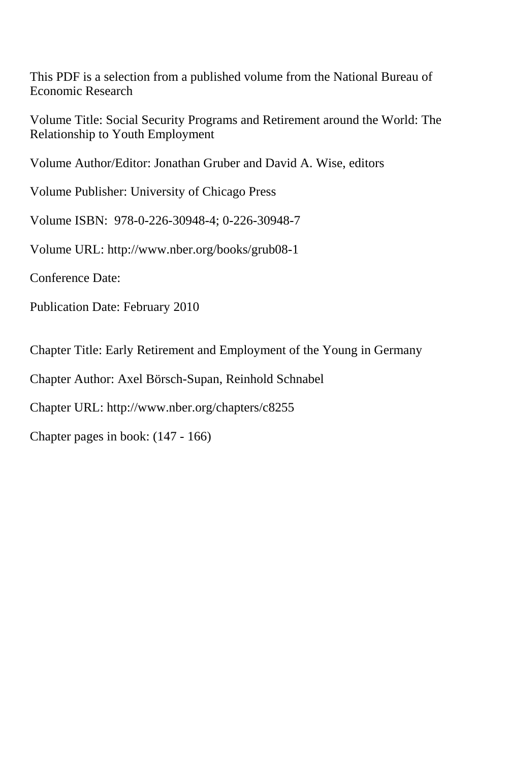This PDF is a selection from a published volume from the National Bureau of Economic Research

Volume Title: Social Security Programs and Retirement around the World: The Relationship to Youth Employment

Volume Author/Editor: Jonathan Gruber and David A. Wise, editors

Volume Publisher: University of Chicago Press

Volume ISBN: 978-0-226-30948-4; 0-226-30948-7

Volume URL: http://www.nber.org/books/grub08-1

Conference Date:

Publication Date: February 2010

Chapter Title: Early Retirement and Employment of the Young in Germany

Chapter Author: Axel Börsch-Supan, Reinhold Schnabel

Chapter URL: http://www.nber.org/chapters/c8255

Chapter pages in book: (147 - 166)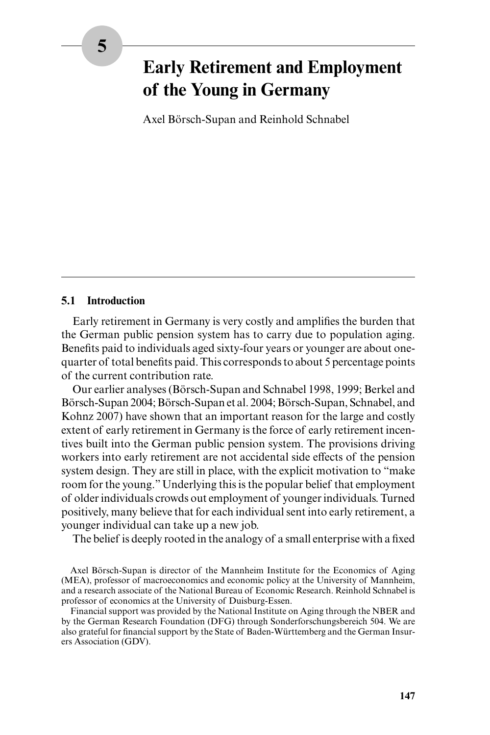# 5 Early Retirement and Employment of the Young in Germany

Axel Börsch-Supan and Reinhold Schnabel

## 5.1 Introduction

Early retirement in Germany is very costly and amplifies the burden that the German public pension system has to carry due to population aging. Benefits paid to individuals aged sixty-four years or younger are about one-quarter of total benefits paid. This corresponds to about 5 percentage points of the current contribution rate.

Our earlier analyses (Börsch-Supan and Schnabel 1998, 1999; Berkel and Börsch-Supan 2004; Börsch-Supan et al. 2004; Börsch-Supan, Schnabel, and Kohnz 2007) have shown that an important reason for the large and costly extent of early retirement in Germany is the force of early retirement incentives built into the German public pension system. The provisions driving workers into early retirement are not accidental side effects of the pension system design. They are still in place, with the explicit motivation to "make room for the young." Underlying this is the popular belief that employment of older individuals crowds out employment of younger individuals. Turned positively, many believe that for each individual sent into early retirement, a younger individual can take up a new job.

The belief is deeply rooted in the analogy of a small enterprise with a fixed

Axel Börsch-Supan is director of the Mannheim Institute for the Economics of Aging (MEA), professor of macroeconomics and economic policy at the University of Mannheim, and a research associate of the National Bureau of Economic Research. Reinhold Schnabel is professor of economics at the University of Duisburg-Essen.

Financial support was provided by the National Institute on Aging through the NBER and by the German Research Foundation (DFG) through Sonderforschungsbereich 504. We are also grateful for financial support by the State of Baden-Württemberg and the German Insurers Association (GDV).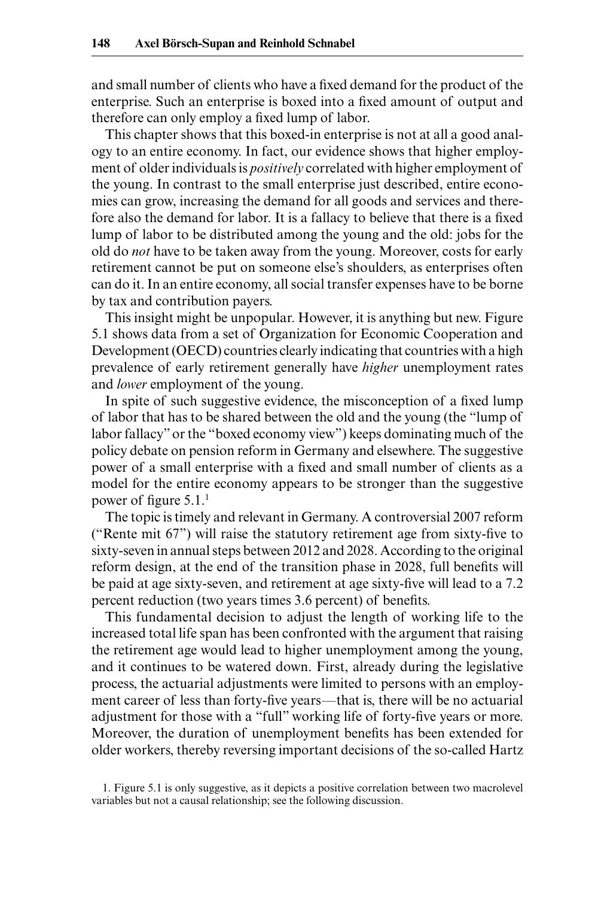and small number of clients who have a fixed demand for the product of the enterprise. Such an enterprise is boxed into a fixed amount of output and therefore can only employ a fixed lump of labor.

This chapter shows that this boxed-in enterprise is not at all a good analogy to an entire economy. In fact, our evidence shows that higher employment of older individuals is *positively* correlated with higher employment of the young. In contrast to the small enterprise just described, entire economies can grow, increasing the demand for all goods and services and therefore also the demand for labor. It is a fallacy to believe that there is a fixed lump of labor to be distributed among the young and the old: jobs for the old do *not* have to be taken away from the young. Moreover, costs for early retirement cannot be put on someone else's shoulders, as enterprises often can do it. In an entire economy, all social transfer expenses have to be borne by tax and contribution payers.

This insight might be unpopular. However, it is anything but new. Figure 5.1 shows data from a set of Organization for Economic Cooperation and Development (OECD) countries clearly indicating that countries with a high prevalence of early retirement generally have *higher* unemployment rates and *lower* employment of the young.

In spite of such suggestive evidence, the misconception of a fixed lump of labor that has to be shared between the old and the young (the "lump of labor fallacy" or the "boxed economy view") keeps dominating much of the policy debate on pension reform in Germany and elsewhere. The suggestive power of a small enterprise with a fixed and small number of clients as a model for the entire economy appears to be stronger than the suggestive power of figure 5.1.[1]

The topic is timely and relevant in Germany. A controversial 2007 reform ("Rente mit 67") will raise the statutory retirement age from sixty-five to sixty-seven in annual steps between 2012 and 2028. According to the original reform design, at the end of the transition phase in 2028, full benefits will be paid at age sixty-seven, and retirement at age sixty-five will lead to a 7.2 percent reduction (two years times 3.6 percent) of benefits.

This fundamental decision to adjust the length of working life to the increased total life span has been confronted with the argument that raising the retirement age would lead to higher unemployment among the young, and it continues to be watered down. First, already during the legislative process, the actuarial adjustments were limited to persons with an employment career of less than forty-five years—that is, there will be no actuarial adjustment for those with a "full" working life of forty-five years or more. Moreover, the duration of unemployment benefits has been extended for older workers, thereby reversing important decisions of the so-called Hartz

1. Figure 5.1 is only suggestive, as it depicts a positive correlation between two macrolevel variables but not a causal relationship; see the following discussion.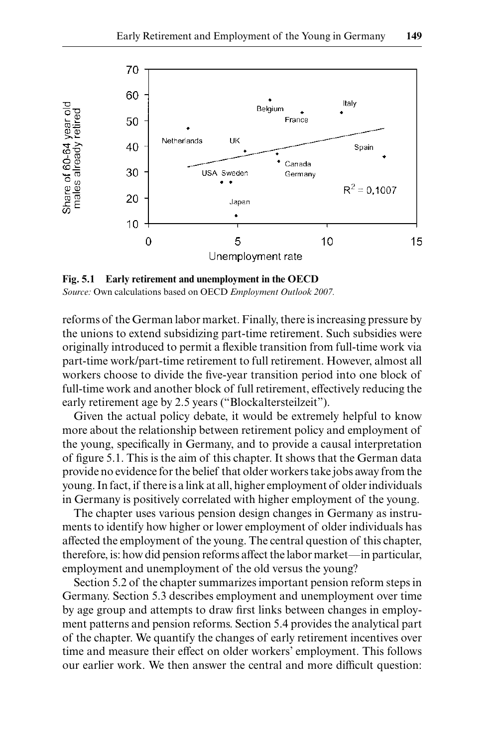Share of 60-64 year old males already retired

70
60
50
40
30
20
10

0
5
10
15

Unemployment rate

Netherlands
Belgium
France
Italy
UK
Spain
Canada
Germany
USA
Sweden
Japan

$R^2 = 0,1007$

**Fig. 5.1 Early retirement and unemployment in the OECD**
*Source:* Own calculations based on OECD *Employment Outlook 2007.*

reforms of the German labor market. Finally, there is increasing pressure by the unions to extend subsidizing part-time retirement. Such subsidies were originally introduced to permit a flexible transition from full-time work via part-time work/part-time retirement to full retirement. However, almost all workers choose to divide the five-year transition period into one block of full-time work and another block of full retirement, effectively reducing the early retirement age by 2.5 years ("Blockaltersteilzeit").

Given the actual policy debate, it would be extremely helpful to know more about the relationship between retirement policy and employment of the young, specifically in Germany, and to provide a causal interpretation of figure 5.1. This is the aim of this chapter. It shows that the German data provide no evidence for the belief that older workers take jobs away from the young. In fact, if there is a link at all, higher employment of older individuals in Germany is positively correlated with higher employment of the young.

The chapter uses various pension design changes in Germany as instruments to identify how higher or lower employment of older individuals has affected the employment of the young. The central question of this chapter, therefore, is: how did pension reforms affect the labor market—in particular, employment and unemployment of the old versus the young?

Section 5.2 of the chapter summarizes important pension reform steps in Germany. Section 5.3 describes employment and unemployment over time by age group and attempts to draw first links between changes in employment patterns and pension reforms. Section 5.4 provides the analytical part of the chapter. We quantify the changes of early retirement incentives over time and measure their effect on older workers' employment. This follows our earlier work. We then answer the central and more difficult question: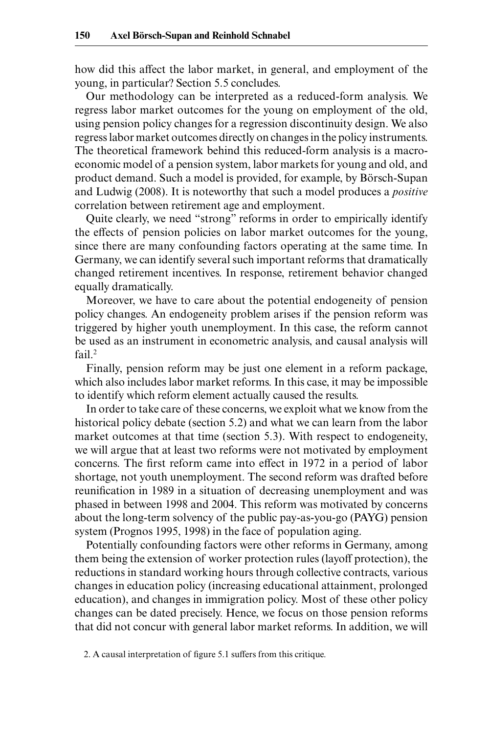how did this affect the labor market, in general, and employment of the young, in particular? Section 5.5 concludes.

Our methodology can be interpreted as a reduced-form analysis. We regress labor market outcomes for the young on employment of the old, using pension policy changes for a regression discontinuity design. We also regress labor market outcomes directly on changes in the policy instruments. The theoretical framework behind this reduced-form analysis is a macroeconomic model of a pension system, labor markets for young and old, and product demand. Such a model is provided, for example, by Börsch-Supan and Ludwig (2008). It is noteworthy that such a model produces a *positive* correlation between retirement age and employment.

Quite clearly, we need "strong" reforms in order to empirically identify the effects of pension policies on labor market outcomes for the young, since there are many confounding factors operating at the same time. In Germany, we can identify several such important reforms that dramatically changed retirement incentives. In response, retirement behavior changed equally dramatically.

Moreover, we have to care about the potential endogeneity of pension policy changes. An endogeneity problem arises if the pension reform was triggered by higher youth unemployment. In this case, the reform cannot be used as an instrument in econometric analysis, and causal analysis will fail.[2]

Finally, pension reform may be just one element in a reform package, which also includes labor market reforms. In this case, it may be impossible to identify which reform element actually caused the results.

In order to take care of these concerns, we exploit what we know from the historical policy debate (section 5.2) and what we can learn from the labor market outcomes at that time (section 5.3). With respect to endogeneity, we will argue that at least two reforms were not motivated by employment concerns. The first reform came into effect in 1972 in a period of labor shortage, not youth unemployment. The second reform was drafted before reunification in 1989 in a situation of decreasing unemployment and was phased in between 1998 and 2004. This reform was motivated by concerns about the long-term solvency of the public pay-as-you-go (PAYG) pension system (Prognos 1995, 1998) in the face of population aging.

Potentially confounding factors were other reforms in Germany, among them being the extension of worker protection rules (layoff protection), the reductions in standard working hours through collective contracts, various changes in education policy (increasing educational attainment, prolonged education), and changes in immigration policy. Most of these other policy changes can be dated precisely. Hence, we focus on those pension reforms that did not concur with general labor market reforms. In addition, we will

2. A causal interpretation of figure 5.1 suffers from this critique.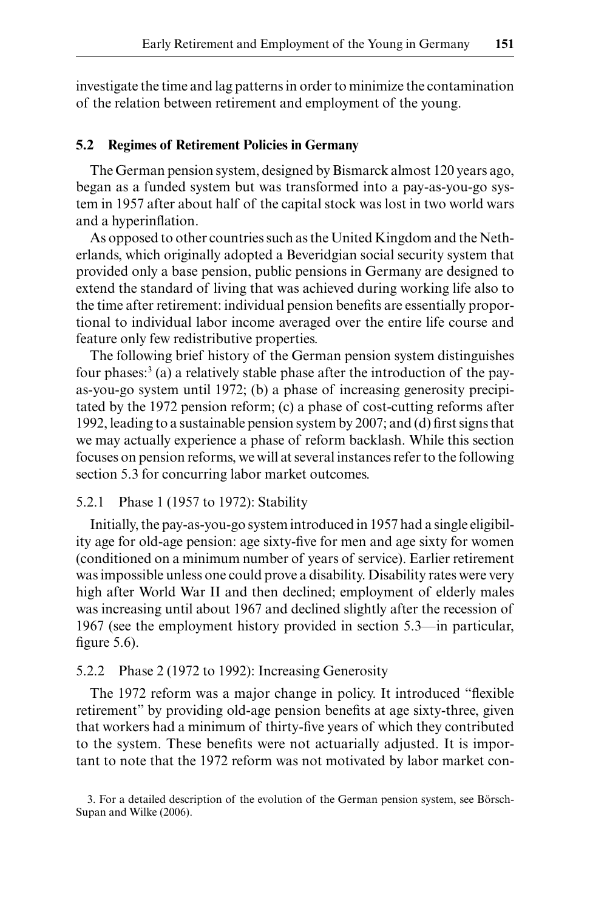investigate the time and lag patterns in order to minimize the contamination of the relation between retirement and employment of the young.

## 5.2 Regimes of Retirement Policies in Germany

The German pension system, designed by Bismarck almost 120 years ago, began as a funded system but was transformed into a pay-as-you-go system in 1957 after about half of the capital stock was lost in two world wars and a hyperinflation.

As opposed to other countries such as the United Kingdom and the Netherlands, which originally adopted a Beveridgian social security system that provided only a base pension, public pensions in Germany are designed to extend the standard of living that was achieved during working life also to the time after retirement: individual pension benefits are essentially proportional to individual labor income averaged over the entire life course and feature only few redistributive properties.

The following brief history of the German pension system distinguishes four phases:[3] (a) a relatively stable phase after the introduction of the pay-as-you-go system until 1972; (b) a phase of increasing generosity precipitated by the 1972 pension reform; (c) a phase of cost-cutting reforms after 1992, leading to a sustainable pension system by 2007; and (d) first signs that we may actually experience a phase of reform backlash. While this section focuses on pension reforms, we will at several instances refer to the following section 5.3 for concurring labor market outcomes.

### 5.2.1 Phase 1 (1957 to 1972): Stability

Initially, the pay-as-you-go system introduced in 1957 had a single eligibility age for old-age pension: age sixty-five for men and age sixty for women (conditioned on a minimum number of years of service). Earlier retirement was impossible unless one could prove a disability. Disability rates were very high after World War II and then declined; employment of elderly males was increasing until about 1967 and declined slightly after the recession of 1967 (see the employment history provided in section 5.3—in particular, figure 5.6).

### 5.2.2 Phase 2 (1972 to 1992): Increasing Generosity

The 1972 reform was a major change in policy. It introduced "flexible retirement" by providing old-age pension benefits at age sixty-three, given that workers had a minimum of thirty-five years of which they contributed to the system. These benefits were not actuarially adjusted. It is important to note that the 1972 reform was not motivated by labor market con-

3. For a detailed description of the evolution of the German pension system, see Börsch-Supan and Wilke (2006).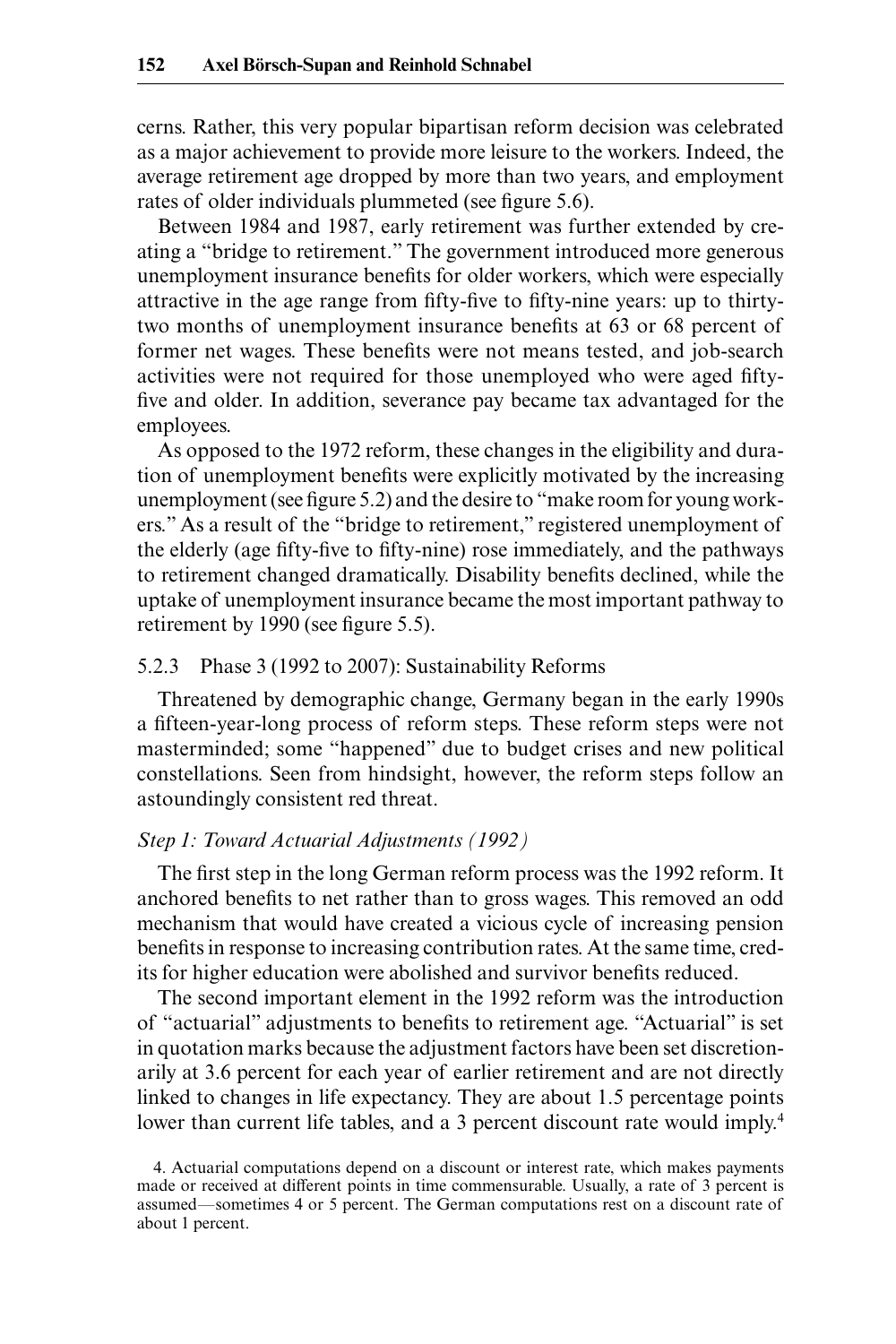cerns. Rather, this very popular bipartisan reform decision was celebrated as a major achievement to provide more leisure to the workers. Indeed, the average retirement age dropped by more than two years, and employment rates of older individuals plummeted (see figure 5.6).

Between 1984 and 1987, early retirement was further extended by creating a "bridge to retirement." The government introduced more generous unemployment insurance benefits for older workers, which were especially attractive in the age range from fifty-five to fifty-nine years: up to thirty-two months of unemployment insurance benefits at 63 or 68 percent of former net wages. These benefits were not means tested, and job-search activities were not required for those unemployed who were aged fifty-five and older. In addition, severance pay became tax advantaged for the employees.

As opposed to the 1972 reform, these changes in the eligibility and duration of unemployment benefits were explicitly motivated by the increasing unemployment (see figure 5.2) and the desire to "make room for young workers." As a result of the "bridge to retirement," registered unemployment of the elderly (age fifty-five to fifty-nine) rose immediately, and the pathways to retirement changed dramatically. Disability benefits declined, while the uptake of unemployment insurance became the most important pathway to retirement by 1990 (see figure 5.5).

### 5.2.3 Phase 3 (1992 to 2007): Sustainability Reforms

Threatened by demographic change, Germany began in the early 1990s a fifteen-year-long process of reform steps. These reform steps were not masterminded; some "happened" due to budget crises and new political constellations. Seen from hindsight, however, the reform steps follow an astoundingly consistent red threat.

#### *Step 1: Toward Actuarial Adjustments (1992)*

The first step in the long German reform process was the 1992 reform. It anchored benefits to net rather than to gross wages. This removed an odd mechanism that would have created a vicious cycle of increasing pension benefits in response to increasing contribution rates. At the same time, credits for higher education were abolished and survivor benefits reduced.

The second important element in the 1992 reform was the introduction of "actuarial" adjustments to benefits to retirement age. "Actuarial" is set in quotation marks because the adjustment factors have been set discretionarily at 3.6 percent for each year of earlier retirement and are not directly linked to changes in life expectancy. They are about 1.5 percentage points lower than current life tables, and a 3 percent discount rate would imply.[4]

4. Actuarial computations depend on a discount or interest rate, which makes payments made or received at different points in time commensurable. Usually, a rate of 3 percent is assumed—sometimes 4 or 5 percent. The German computations rest on a discount rate of about 1 percent.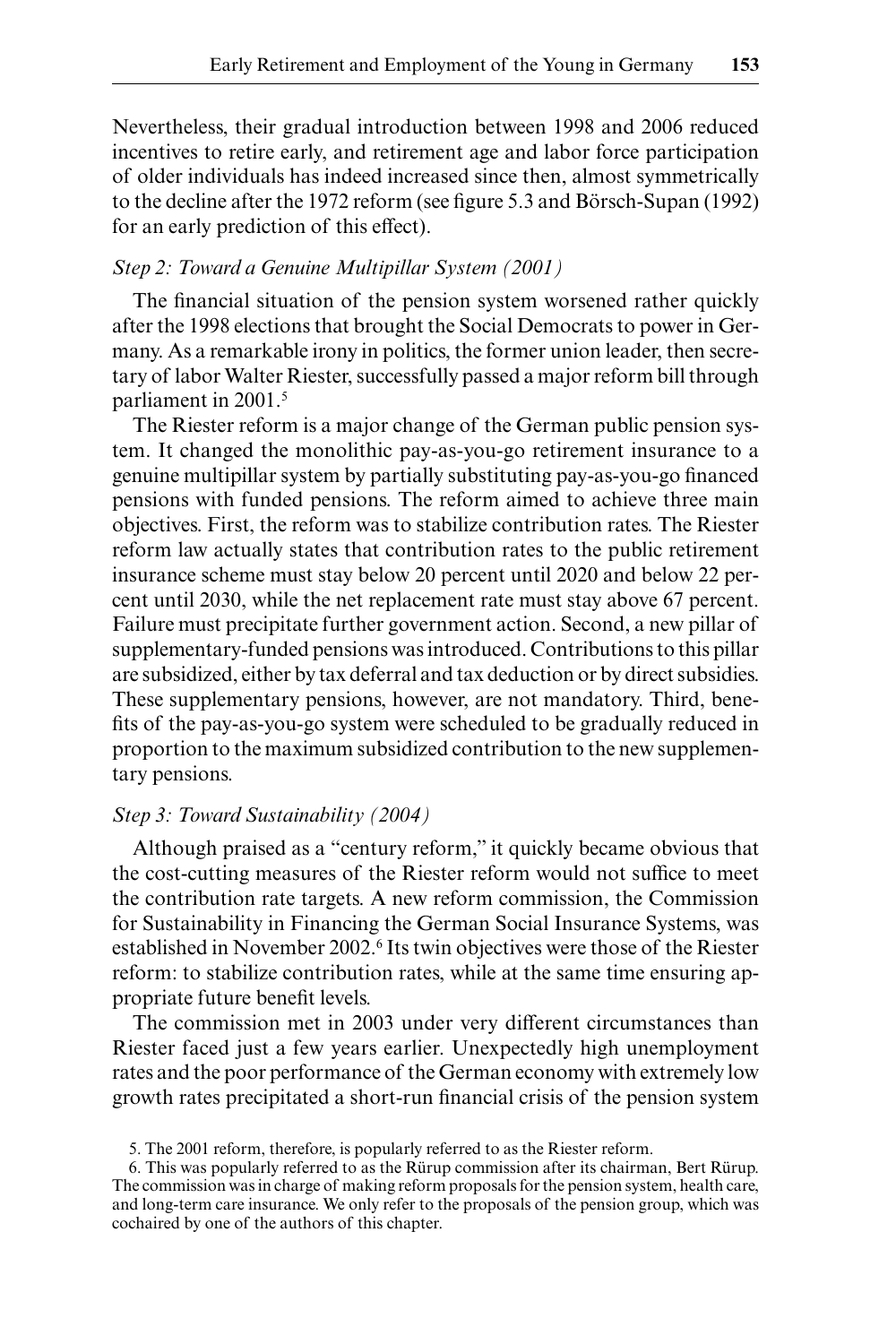Nevertheless, their gradual introduction between 1998 and 2006 reduced incentives to retire early, and retirement age and labor force participation of older individuals has indeed increased since then, almost symmetrically to the decline after the 1972 reform (see figure 5.3 and Börsch-Supan (1992) for an early prediction of this effect).

*Step 2: Toward a Genuine Multipillar System (2001)*

The financial situation of the pension system worsened rather quickly after the 1998 elections that brought the Social Democrats to power in Germany. As a remarkable irony in politics, the former union leader, then secretary of labor Walter Riester, successfully passed a major reform bill through parliament in 2001.[5]

The Riester reform is a major change of the German public pension system. It changed the monolithic pay-as-you-go retirement insurance to a genuine multipillar system by partially substituting pay-as-you-go financed pensions with funded pensions. The reform aimed to achieve three main objectives. First, the reform was to stabilize contribution rates. The Riester reform law actually states that contribution rates to the public retirement insurance scheme must stay below 20 percent until 2020 and below 22 percent until 2030, while the net replacement rate must stay above 67 percent. Failure must precipitate further government action. Second, a new pillar of supplementary-funded pensions was introduced. Contributions to this pillar are subsidized, either by tax deferral and tax deduction or by direct subsidies. These supplementary pensions, however, are not mandatory. Third, benefits of the pay-as-you-go system were scheduled to be gradually reduced in proportion to the maximum subsidized contribution to the new supplementary pensions.

*Step 3: Toward Sustainability (2004)*

Although praised as a "century reform," it quickly became obvious that the cost-cutting measures of the Riester reform would not suffice to meet the contribution rate targets. A new reform commission, the Commission for Sustainability in Financing the German Social Insurance Systems, was established in November 2002.[6] Its twin objectives were those of the Riester reform: to stabilize contribution rates, while at the same time ensuring appropriate future benefit levels.

The commission met in 2003 under very different circumstances than Riester faced just a few years earlier. Unexpectedly high unemployment rates and the poor performance of the German economy with extremely low growth rates precipitated a short-run financial crisis of the pension system

5. The 2001 reform, therefore, is popularly referred to as the Riester reform.

6. This was popularly referred to as the Rürup commission after its chairman, Bert Rürup. The commission was in charge of making reform proposals for the pension system, health care, and long-term care insurance. We only refer to the proposals of the pension group, which was cochaired by one of the authors of this chapter.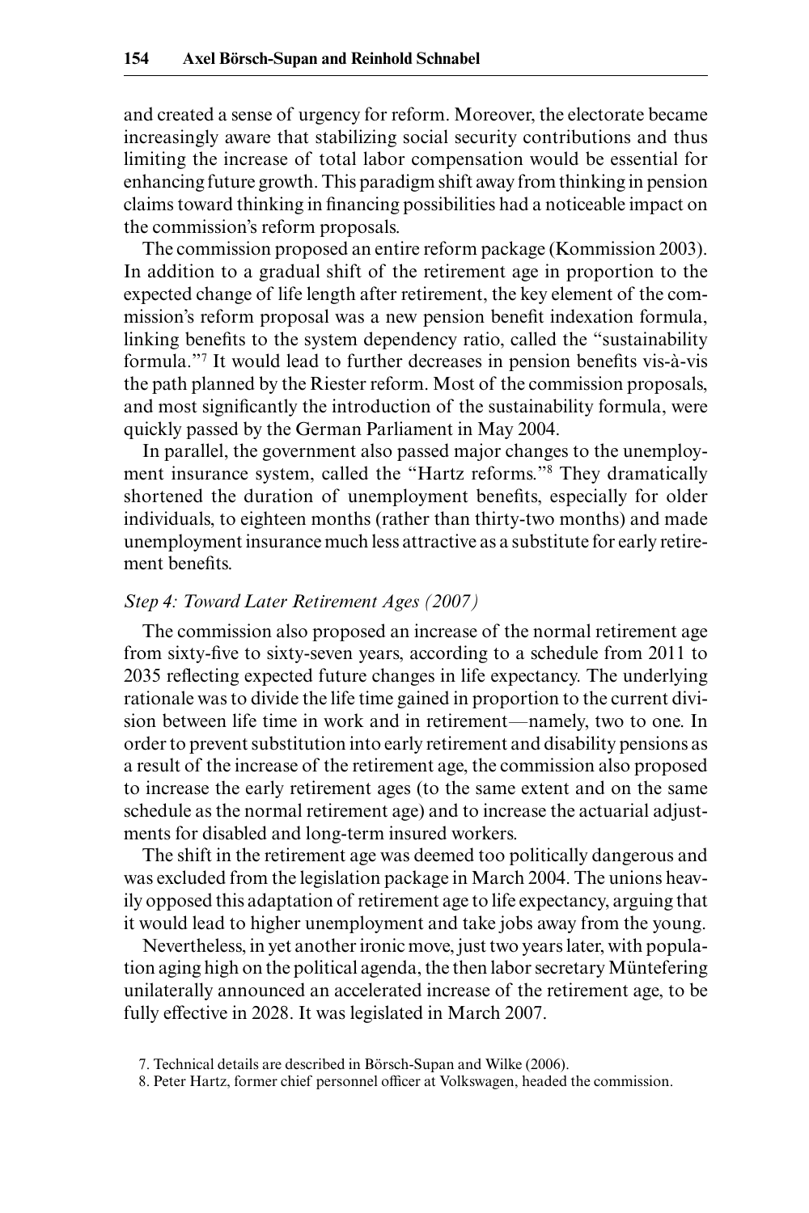and created a sense of urgency for reform. Moreover, the electorate became increasingly aware that stabilizing social security contributions and thus limiting the increase of total labor compensation would be essential for enhancing future growth. This paradigm shift away from thinking in pension claims toward thinking in financing possibilities had a noticeable impact on the commission's reform proposals.

The commission proposed an entire reform package (Kommission 2003). In addition to a gradual shift of the retirement age in proportion to the expected change of life length after retirement, the key element of the commission's reform proposal was a new pension benefit indexation formula, linking benefits to the system dependency ratio, called the "sustainability formula."[7] It would lead to further decreases in pension benefits vis-à-vis the path planned by the Riester reform. Most of the commission proposals, and most significantly the introduction of the sustainability formula, were quickly passed by the German Parliament in May 2004.

In parallel, the government also passed major changes to the unemployment insurance system, called the "Hartz reforms."[8] They dramatically shortened the duration of unemployment benefits, especially for older individuals, to eighteen months (rather than thirty-two months) and made unemployment insurance much less attractive as a substitute for early retirement benefits.

### *Step 4: Toward Later Retirement Ages (2007)*

The commission also proposed an increase of the normal retirement age from sixty-five to sixty-seven years, according to a schedule from 2011 to 2035 reflecting expected future changes in life expectancy. The underlying rationale was to divide the life time gained in proportion to the current division between life time in work and in retirement—namely, two to one. In order to prevent substitution into early retirement and disability pensions as a result of the increase of the retirement age, the commission also proposed to increase the early retirement ages (to the same extent and on the same schedule as the normal retirement age) and to increase the actuarial adjustments for disabled and long-term insured workers.

The shift in the retirement age was deemed too politically dangerous and was excluded from the legislation package in March 2004. The unions heavily opposed this adaptation of retirement age to life expectancy, arguing that it would lead to higher unemployment and take jobs away from the young.

Nevertheless, in yet another ironic move, just two years later, with population aging high on the political agenda, the then labor secretary Müntefering unilaterally announced an accelerated increase of the retirement age, to be fully effective in 2028. It was legislated in March 2007.

7. Technical details are described in Börsch-Supan and Wilke (2006).

8. Peter Hartz, former chief personnel officer at Volkswagen, headed the commission.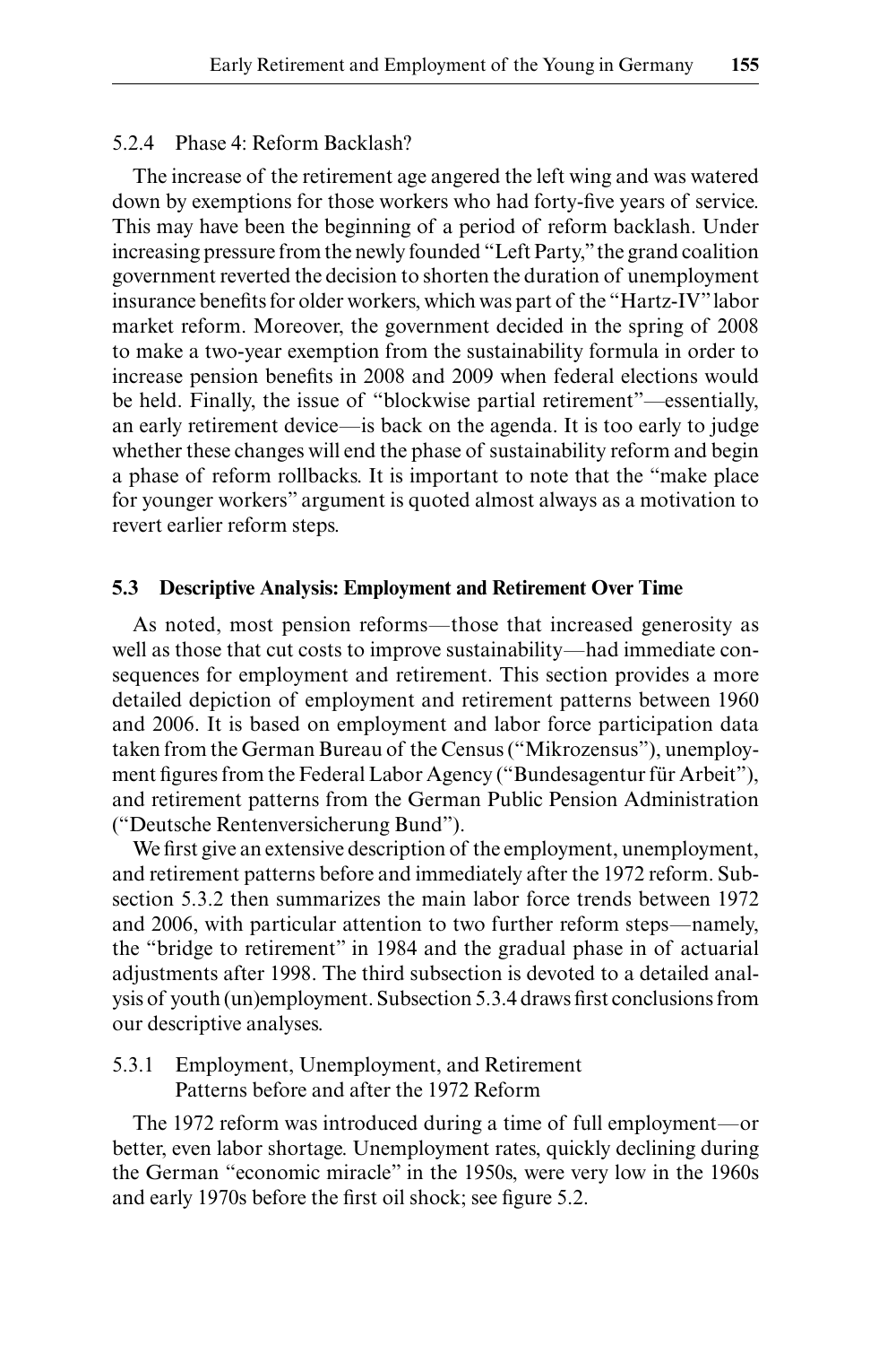### 5.2.4 Phase 4: Reform Backlash?

The increase of the retirement age angered the left wing and was watered down by exemptions for those workers who had forty-five years of service. This may have been the beginning of a period of reform backlash. Under increasing pressure from the newly founded "Left Party," the grand coalition government reverted the decision to shorten the duration of unemployment insurance benefits for older workers, which was part of the "Hartz-IV" labor market reform. Moreover, the government decided in the spring of 2008 to make a two-year exemption from the sustainability formula in order to increase pension benefits in 2008 and 2009 when federal elections would be held. Finally, the issue of "blockwise partial retirement"—essentially, an early retirement device—is back on the agenda. It is too early to judge whether these changes will end the phase of sustainability reform and begin a phase of reform rollbacks. It is important to note that the "make place for younger workers" argument is quoted almost always as a motivation to revert earlier reform steps.

## 5.3 Descriptive Analysis: Employment and Retirement Over Time

As noted, most pension reforms—those that increased generosity as well as those that cut costs to improve sustainability—had immediate consequences for employment and retirement. This section provides a more detailed depiction of employment and retirement patterns between 1960 and 2006. It is based on employment and labor force participation data taken from the German Bureau of the Census ("Mikrozensus"), unemployment figures from the Federal Labor Agency ("Bundesagentur für Arbeit"), and retirement patterns from the German Public Pension Administration ("Deutsche Rentenversicherung Bund").

We first give an extensive description of the employment, unemployment, and retirement patterns before and immediately after the 1972 reform. Subsection 5.3.2 then summarizes the main labor force trends between 1972 and 2006, with particular attention to two further reform steps—namely, the "bridge to retirement" in 1984 and the gradual phase in of actuarial adjustments after 1998. The third subsection is devoted to a detailed analysis of youth (un)employment. Subsection 5.3.4 draws first conclusions from our descriptive analyses.

### 5.3.1 Employment, Unemployment, and Retirement Patterns before and after the 1972 Reform

The 1972 reform was introduced during a time of full employment—or better, even labor shortage. Unemployment rates, quickly declining during the German "economic miracle" in the 1950s, were very low in the 1960s and early 1970s before the first oil shock; see figure 5.2.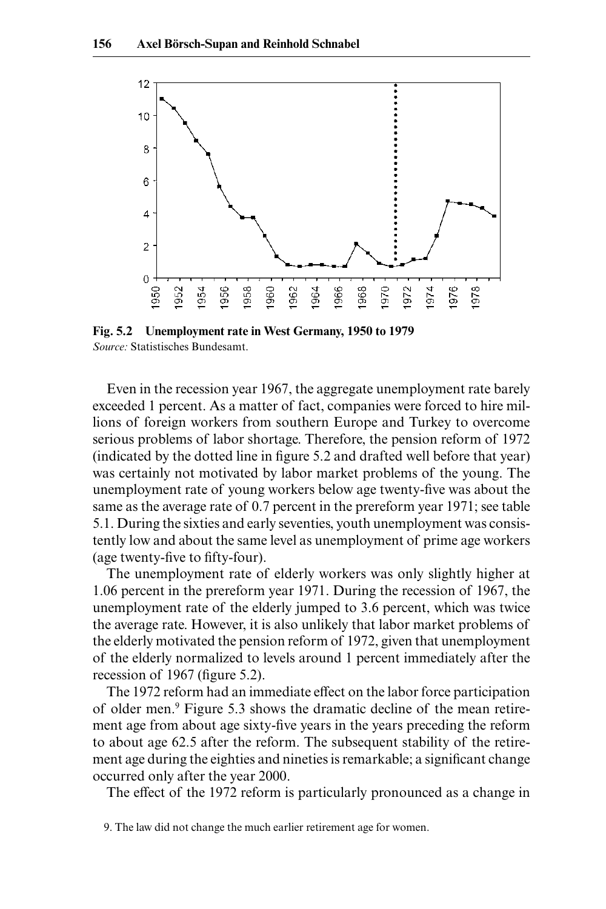**Fig. 5.2 Unemployment rate in West Germany, 1950 to 1979**
*Source:* Statistisches Bundesamt.

Even in the recession year 1967, the aggregate unemployment rate barely exceeded 1 percent. As a matter of fact, companies were forced to hire millions of foreign workers from southern Europe and Turkey to overcome serious problems of labor shortage. Therefore, the pension reform of 1972 (indicated by the dotted line in figure 5.2 and drafted well before that year) was certainly not motivated by labor market problems of the young. The unemployment rate of young workers below age twenty-five was about the same as the average rate of 0.7 percent in the prereform year 1971; see table 5.1. During the sixties and early seventies, youth unemployment was consistently low and about the same level as unemployment of prime age workers (age twenty-five to fifty-four).

The unemployment rate of elderly workers was only slightly higher at 1.06 percent in the prereform year 1971. During the recession of 1967, the unemployment rate of the elderly jumped to 3.6 percent, which was twice the average rate. However, it is also unlikely that labor market problems of the elderly motivated the pension reform of 1972, given that unemployment of the elderly normalized to levels around 1 percent immediately after the recession of 1967 (figure 5.2).

The 1972 reform had an immediate effect on the labor force participation of older men.[9] Figure 5.3 shows the dramatic decline of the mean retirement age from about age sixty-five years in the years preceding the reform to about age 62.5 after the reform. The subsequent stability of the retirement age during the eighties and nineties is remarkable; a significant change occurred only after the year 2000.

The effect of the 1972 reform is particularly pronounced as a change in

9. The law did not change the much earlier retirement age for women.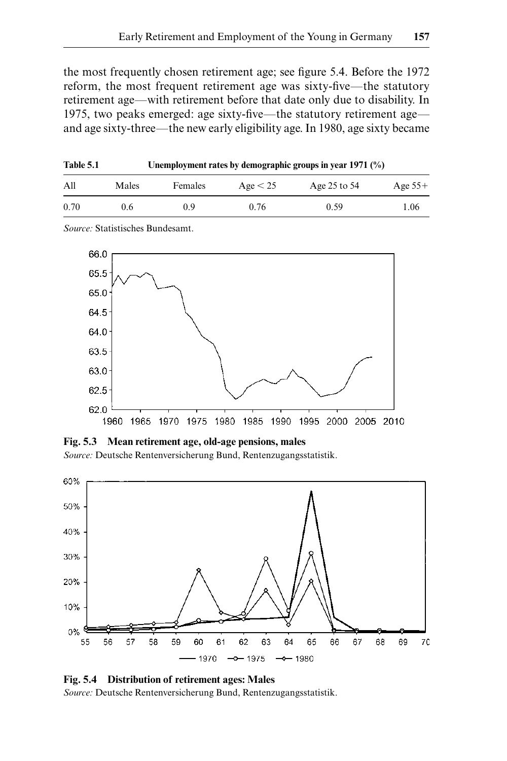the most frequently chosen retirement age; see figure 5.4. Before the 1972 reform, the most frequent retirement age was sixty-five—the statutory retirement age—with retirement before that date only due to disability. In 1975, two peaks emerged: age sixty-five—the statutory retirement age—and age sixty-three—the new early eligibility age. In 1980, age sixty became

**Table 5.1** Unemployment rates by demographic groups in year 1971 (%)

| All | Males | Females | Age < 25 | Age 25 to 54 | Age 55+ |
|---|---|---|---|---|---|
| 0.70 | 0.6 | 0.9 | 0.76 | 0.59 | 1.06 |

*Source:* Statistisches Bundesamt.

66.0
65.5
65.0
64.5
64.0
63.5
63.0
62.5
62.0
1960 1965 1970 1975 1980 1985 1990 1995 2000 2005 2010

**Fig. 5.3 Mean retirement age, old-age pensions, males**
*Source:* Deutsche Rentenversicherung Bund, Rentenzugangsstatistik.

60%
50%
40%
30%
20%
10%
0%
55 56 57 58 59 60 61 62 63 64 65 66 67 68 69 70
1970 1975 1980

**Fig. 5.4 Distribution of retirement ages: Males**
*Source:* Deutsche Rentenversicherung Bund, Rentenzugangsstatistik.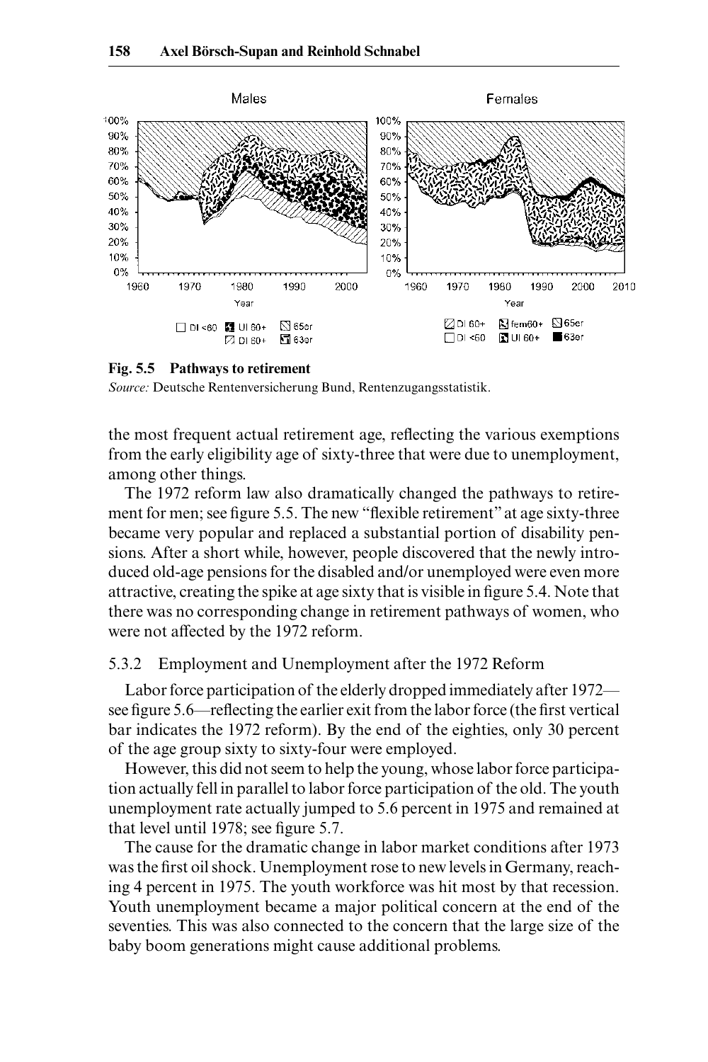Males

100%
90%
80%
70%
60%
50%
40%
30%
20%
10%
0%

1960 1970 1980 1990 2000

Year

DI <60 UI 60+ 65er
DI 60+ 63er

Females

100%
90%
80%
70%
60%
50%
40%
30%
20%
10%
0%

1960 1970 1980 1990 2000 2010

Year

DI 60+ fem60+ 65er
DI <60 UI 60+ 63er

**Fig. 5.5 Pathways to retirement**

*Source:* Deutsche Rentenversicherung Bund, Rentenzugangsstatistik.

the most frequent actual retirement age, reflecting the various exemptions from the early eligibility age of sixty-three that were due to unemployment, among other things.

The 1972 reform law also dramatically changed the pathways to retirement for men; see figure 5.5. The new "flexible retirement" at age sixty-three became very popular and replaced a substantial portion of disability pensions. After a short while, however, people discovered that the newly introduced old-age pensions for the disabled and/or unemployed were even more attractive, creating the spike at age sixty that is visible in figure 5.4. Note that there was no corresponding change in retirement pathways of women, who were not affected by the 1972 reform.

### 5.3.2 Employment and Unemployment after the 1972 Reform

Labor force participation of the elderly dropped immediately after 1972—see figure 5.6—reflecting the earlier exit from the labor force (the first vertical bar indicates the 1972 reform). By the end of the eighties, only 30 percent of the age group sixty to sixty-four were employed.

However, this did not seem to help the young, whose labor force participation actually fell in parallel to labor force participation of the old. The youth unemployment rate actually jumped to 5.6 percent in 1975 and remained at that level until 1978; see figure 5.7.

The cause for the dramatic change in labor market conditions after 1973 was the first oil shock. Unemployment rose to new levels in Germany, reaching 4 percent in 1975. The youth workforce was hit most by that recession. Youth unemployment became a major political concern at the end of the seventies. This was also connected to the concern that the large size of the baby boom generations might cause additional problems.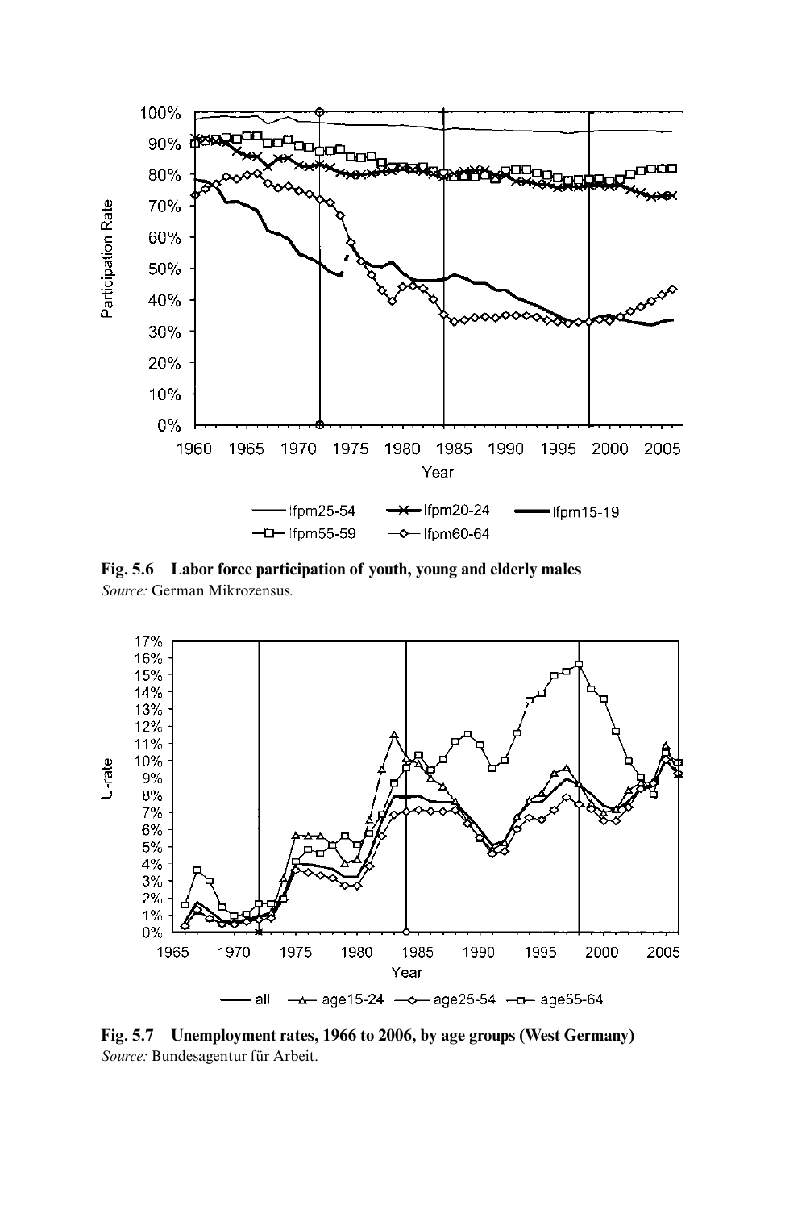100%
90%
80%
70%
60%
50%
40%
30%
20%
10%
0%

Participation Rate

1960 1965 1970 1975 1980 1985 1990 1995 2000 2005

Year

lfpm25-54 lfpm20-24 lfpm15-19
lfpm55-59 lfpm60-64

**Fig. 5.6 Labor force participation of youth, young and elderly males**
*Source:* German Mikrozensus.

17%
16%
15%
14%
13%
12%
11%
10%
9%
8%
7%
6%
5%
4%
3%
2%
1%
0%

U-rate

1965 1970 1975 1980 1985 1990 1995 2000 2005

Year

all age15-24 age25-54 age55-64

**Fig. 5.7 Unemployment rates, 1966 to 2006, by age groups (West Germany)**
*Source:* Bundesagentur für Arbeit.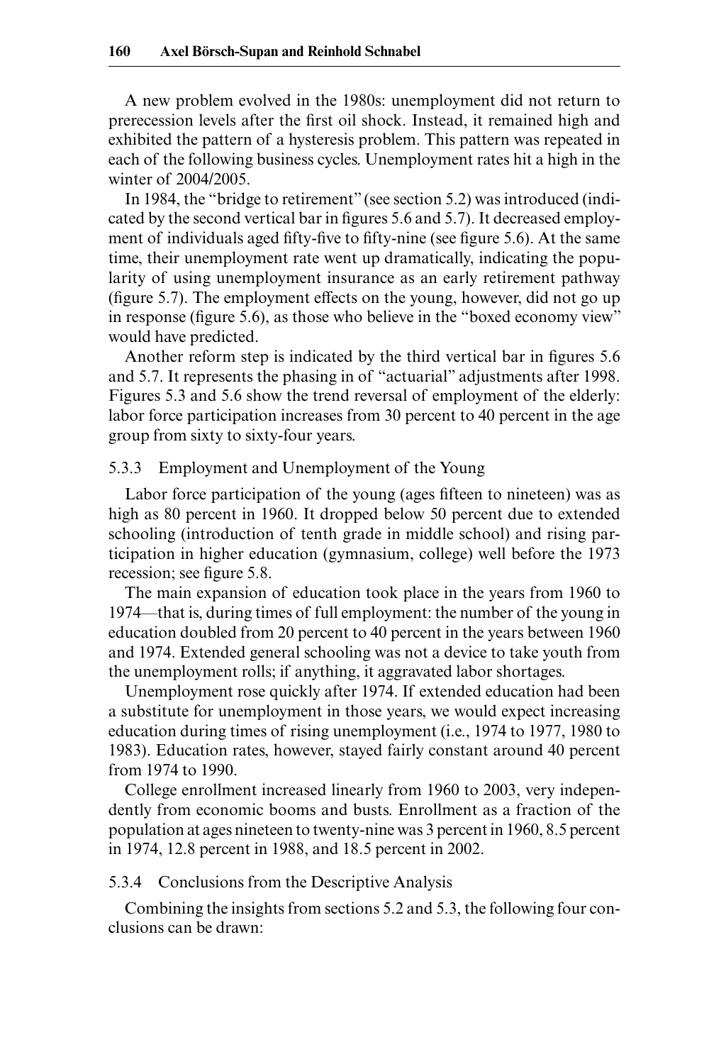A new problem evolved in the 1980s: unemployment did not return to prerecession levels after the first oil shock. Instead, it remained high and exhibited the pattern of a hysteresis problem. This pattern was repeated in each of the following business cycles. Unemployment rates hit a high in the winter of 2004/2005.

In 1984, the "bridge to retirement" (see section 5.2) was introduced (indicated by the second vertical bar in figures 5.6 and 5.7). It decreased employment of individuals aged fifty-five to fifty-nine (see figure 5.6). At the same time, their unemployment rate went up dramatically, indicating the popularity of using unemployment insurance as an early retirement pathway (figure 5.7). The employment effects on the young, however, did not go up in response (figure 5.6), as those who believe in the "boxed economy view" would have predicted.

Another reform step is indicated by the third vertical bar in figures 5.6 and 5.7. It represents the phasing in of "actuarial" adjustments after 1998. Figures 5.3 and 5.6 show the trend reversal of employment of the elderly: labor force participation increases from 30 percent to 40 percent in the age group from sixty to sixty-four years.

### 5.3.3 Employment and Unemployment of the Young

Labor force participation of the young (ages fifteen to nineteen) was as high as 80 percent in 1960. It dropped below 50 percent due to extended schooling (introduction of tenth grade in middle school) and rising participation in higher education (gymnasium, college) well before the 1973 recession; see figure 5.8.

The main expansion of education took place in the years from 1960 to 1974—that is, during times of full employment: the number of the young in education doubled from 20 percent to 40 percent in the years between 1960 and 1974. Extended general schooling was not a device to take youth from the unemployment rolls; if anything, it aggravated labor shortages.

Unemployment rose quickly after 1974. If extended education had been a substitute for unemployment in those years, we would expect increasing education during times of rising unemployment (i.e., 1974 to 1977, 1980 to 1983). Education rates, however, stayed fairly constant around 40 percent from 1974 to 1990.

College enrollment increased linearly from 1960 to 2003, very independently from economic booms and busts. Enrollment as a fraction of the population at ages nineteen to twenty-nine was 3 percent in 1960, 8.5 percent in 1974, 12.8 percent in 1988, and 18.5 percent in 2002.

### 5.3.4 Conclusions from the Descriptive Analysis

Combining the insights from sections 5.2 and 5.3, the following four conclusions can be drawn: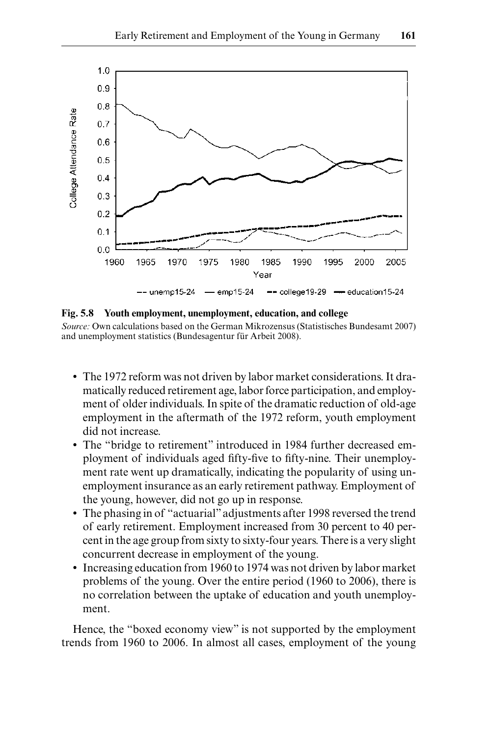1.0
0.9
0.8
0.7
0.6
0.5
0.4
0.3
0.2
0.1
0.0

College Attendance Rate

1960 1965 1970 1975 1980 1985 1990 1995 2000 2005

Year

unemp15-24 emp15-24 college19-29 education15-24

**Fig. 5.8 Youth employment, unemployment, education, and college**

*Source:* Own calculations based on the German Mikrozensus (Statistisches Bundesamt 2007) and unemployment statistics (Bundesagentur für Arbeit 2008).

- The 1972 reform was not driven by labor market considerations. It dramatically reduced retirement age, labor force participation, and employment of older individuals. In spite of the dramatic reduction of old-age employment in the aftermath of the 1972 reform, youth employment did not increase.
- The "bridge to retirement" introduced in 1984 further decreased employment of individuals aged fifty-five to fifty-nine. Their unemployment rate went up dramatically, indicating the popularity of using unemployment insurance as an early retirement pathway. Employment of the young, however, did not go up in response.
- The phasing in of "actuarial" adjustments after 1998 reversed the trend of early retirement. Employment increased from 30 percent to 40 percent in the age group from sixty to sixty-four years. There is a very slight concurrent decrease in employment of the young.
- Increasing education from 1960 to 1974 was not driven by labor market problems of the young. Over the entire period (1960 to 2006), there is no correlation between the uptake of education and youth unemployment.

Hence, the "boxed economy view" is not supported by the employment trends from 1960 to 2006. In almost all cases, employment of the young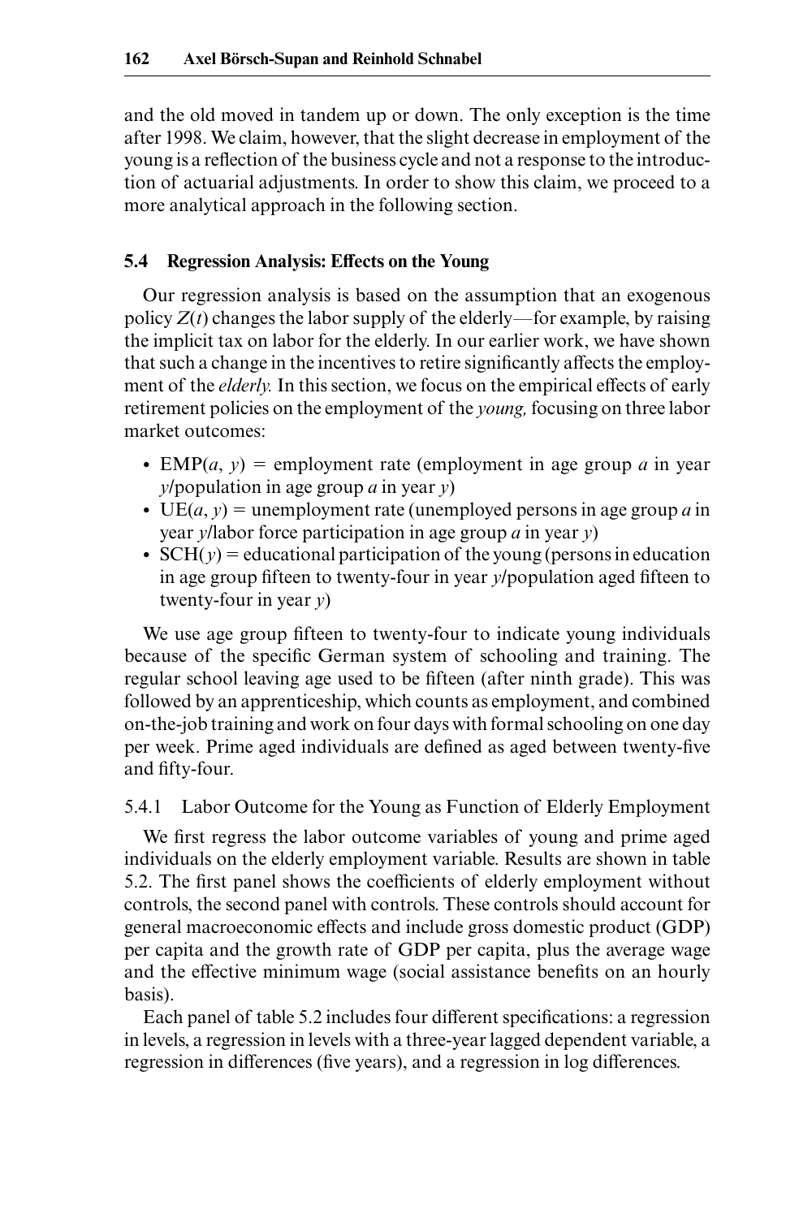and the old moved in tandem up or down. The only exception is the time after 1998. We claim, however, that the slight decrease in employment of the young is a reflection of the business cycle and not a response to the introduction of actuarial adjustments. In order to show this claim, we proceed to a more analytical approach in the following section.

## 5.4 Regression Analysis: Effects on the Young

Our regression analysis is based on the assumption that an exogenous policy $Z(t)$ changes the labor supply of the elderly—for example, by raising the implicit tax on labor for the elderly. In our earlier work, we have shown that such a change in the incentives to retire significantly affects the employment of the *elderly.* In this section, we focus on the empirical effects of early retirement policies on the employment of the *young,* focusing on three labor market outcomes:

- EMP($a$, $y$) = employment rate (employment in age group $a$ in year $y$/population in age group $a$ in year $y$)
- UE($a$, $y$) = unemployment rate (unemployed persons in age group $a$ in year $y$/labor force participation in age group $a$ in year $y$)
- SCH($y$) = educational participation of the young (persons in education in age group fifteen to twenty-four in year $y$/population aged fifteen to twenty-four in year $y$)

We use age group fifteen to twenty-four to indicate young individuals because of the specific German system of schooling and training. The regular school leaving age used to be fifteen (after ninth grade). This was followed by an apprenticeship, which counts as employment, and combined on-the-job training and work on four days with formal schooling on one day per week. Prime aged individuals are defined as aged between twenty-five and fifty-four.

### 5.4.1 Labor Outcome for the Young as Function of Elderly Employment

We first regress the labor outcome variables of young and prime aged individuals on the elderly employment variable. Results are shown in table 5.2. The first panel shows the coefficients of elderly employment without controls, the second panel with controls. These controls should account for general macroeconomic effects and include gross domestic product (GDP) per capita and the growth rate of GDP per capita, plus the average wage and the effective minimum wage (social assistance benefits on an hourly basis).

Each panel of table 5.2 includes four different specifications: a regression in levels, a regression in levels with a three-year lagged dependent variable, a regression in differences (five years), and a regression in log differences.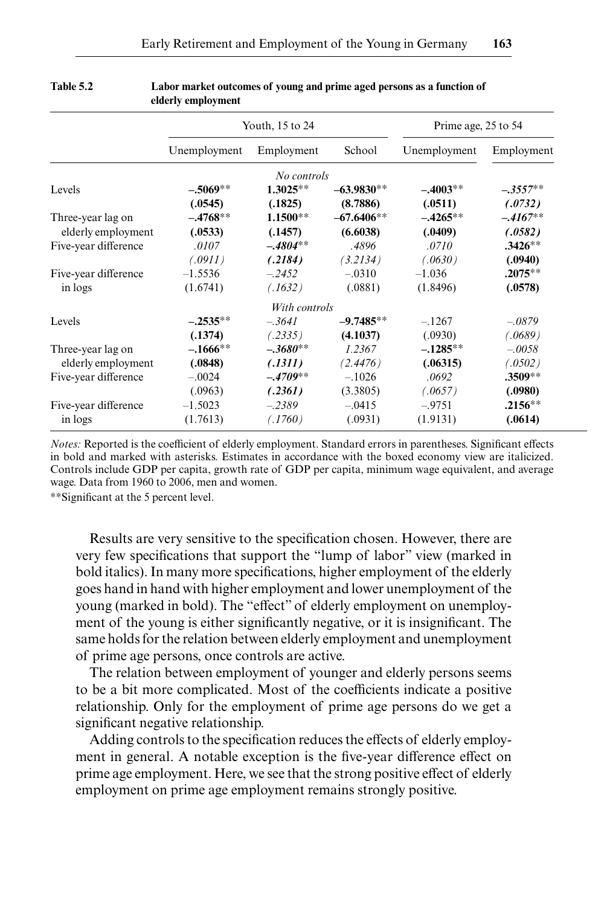**Table 5.2 Labor market outcomes of young and prime aged persons as a function of elderly employment**

| | Youth, 15 to 24 | | | Prime age, 25 to 54 | |
|---|---|---|---|---|---|
| | Unemployment | Employment | School | Unemployment | Employment |
| | | *No controls* | | | |
| Levels | **–.5069**** | **1.3025**** | **–63.9830**** | **–.4003**** | ***–.3557**** |
| | **(.0545)** | **(.1825)** | **(8.7886)** | **(.0511)** | ***(.0732)*** |
| Three-year lag on elderly employment | **–.4768**** | **1.1500**** | **–67.6406**** | **–.4265**** | ***–.4167**** |
| | **(.0533)** | **(.1457)** | **(6.6038)** | **(.0409)** | ***(.0582)*** |
| Five-year difference | *.0107* | ***–.4804**** | *.4896* | *.0710* | **.3426**** |
| | *(.0911)* | ***(.2184)*** | *(3.2134)* | *(.0630)* | **(.0940)** |
| Five-year difference in logs | –1.5536 | *–.2452* | –.0310 | –1.036 | **.2075**** |
| | (1.6741) | *(.1632)* | (.0881) | (1.8496) | **(.0578)** |
| | | *With controls* | | | |
| Levels | **–.2535**** | *–.3641* | **–9.7485**** | –.1267 | *–.0879* |
| | **(.1374)** | *(.2335)* | **(4.1037)** | (.0930) | *(.0689)* |
| Three-year lag on elderly employment | **–.1666**** | ***–.3680**** | *1.2367* | **–.1285**** | *–.0058* |
| | **(.0848)** | ***(.1311)*** | *(2.4476)* | **(.06315)** | *(.0502)* |
| Five-year difference | –.0024 | ***–.4709**** | –.1026 | *.0692* | **.3509**** |
| | (.0963) | ***(.2361)*** | (3.3805) | *(.0657)* | **(.0980)** |
| Five-year difference in logs | –1.5023 | *–.2389* | –.0415 | –.9751 | **.2156**** |
| | (1.7613) | *(.1760)* | (.0931) | (1.9131) | **(.0614)** |

*Notes:* Reported is the coefficient of elderly employment. Standard errors in parentheses. Significant effects in bold and marked with asterisks. Estimates in accordance with the boxed economy view are italicized. Controls include GDP per capita, growth rate of GDP per capita, minimum wage equivalent, and average wage. Data from 1960 to 2006, men and women.

**Significant at the 5 percent level.

Results are very sensitive to the specification chosen. However, there are very few specifications that support the "lump of labor" view (marked in bold italics). In many more specifications, higher employment of the elderly goes hand in hand with higher employment and lower unemployment of the young (marked in bold). The "effect" of elderly employment on unemployment of the young is either significantly negative, or it is insignificant. The same holds for the relation between elderly employment and unemployment of prime age persons, once controls are active.

The relation between employment of younger and elderly persons seems to be a bit more complicated. Most of the coefficients indicate a positive relationship. Only for the employment of prime age persons do we get a significant negative relationship.

Adding controls to the specification reduces the effects of elderly employment in general. A notable exception is the five-year difference effect on prime age employment. Here, we see that the strong positive effect of elderly employment on prime age employment remains strongly positive.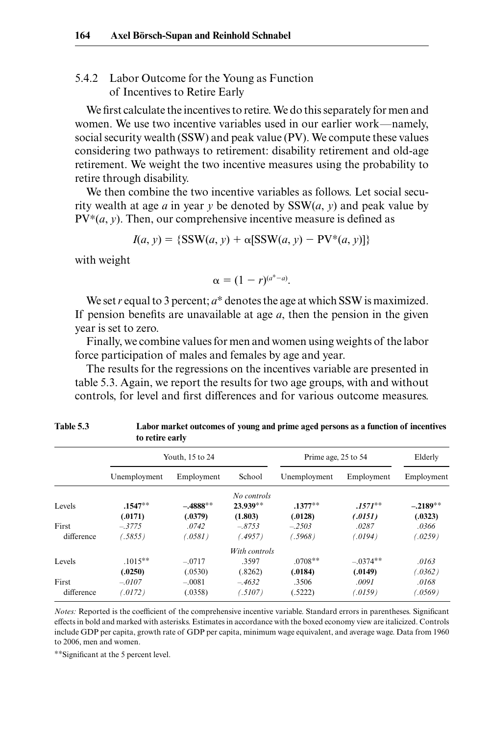### 5.4.2 Labor Outcome for the Young as Function of Incentives to Retire Early

We first calculate the incentives to retire. We do this separately for men and women. We use two incentive variables used in our earlier work—namely, social security wealth (SSW) and peak value (PV). We compute these values considering two pathways to retirement: disability retirement and old-age retirement. We weight the two incentive measures using the probability to retire through disability.

We then combine the two incentive variables as follows. Let social security wealth at age $a$ in year $y$ be denoted by $\text{SSW}(a, y)$ and peak value by $\text{PV}^*(a, y)$. Then, our comprehensive incentive measure is defined as

$$I(a, y) = \{\text{SSW}(a, y) + \alpha[\text{SSW}(a, y) - \text{PV}^*(a, y)]\}$$

with weight

$$\alpha = (1 - r)^{(a^* - a)}.$$

We set $r$ equal to 3 percent; $a^*$ denotes the age at which SSW is maximized. If pension benefits are unavailable at age $a$, then the pension in the given year is set to zero.

Finally, we combine values for men and women using weights of the labor force participation of males and females by age and year.

The results for the regressions on the incentives variable are presented in table 5.3. Again, we report the results for two age groups, with and without controls, for level and first differences and for various outcome measures.

**Table 5.3 Labor market outcomes of young and prime aged persons as a function of incentives to retire early**

| | Youth, 15 to 24 | | | Prime age, 25 to 54 | | Elderly |
|---|---|---|---|---|---|---|
| | Unemployment | Employment | School | Unemployment | Employment | Employment |
| | | | *No controls* | | | |
| Levels | **.1547**** | **–.4888**** | **23.939**** | **.1377**** | ***.1571***** | **–.2189**** |
| | **(.0171)** | **(.0379)** | **(1.803)** | **(.0128)** | ***(.0151)*** | **(.0323)** |
| First difference | *–.3775* | *.0742* | *–.8753* | *–.2503* | *.0287* | *.0366* |
| | *(.5855)* | *(.0581)* | *(.4957)* | *(.5968)* | *(.0194)* | *(.0259)* |
| | | | *With controls* | | | |
| Levels | .1015** | –.0717 | .3597 | .0708** | –.0374** | *.0163* |
| | **(.0250)** | (.0530) | (.8262) | **(.0184)** | **(.0149)** | *(.0362)* |
| First difference | *–.0107* | –.0081 | *–.4632* | .3506 | *.0091* | *.0168* |
| | *(.0172)* | (.0358) | *(.5107)* | (.5222) | *(.0159)* | *(.0569)* |

*Notes:* Reported is the coefficient of the comprehensive incentive variable. Standard errors in parentheses. Significant effects in bold and marked with asterisks. Estimates in accordance with the boxed economy view are italicized. Controls include GDP per capita, growth rate of GDP per capita, minimum wage equivalent, and average wage. Data from 1960 to 2006, men and women.

**Significant at the 5 percent level.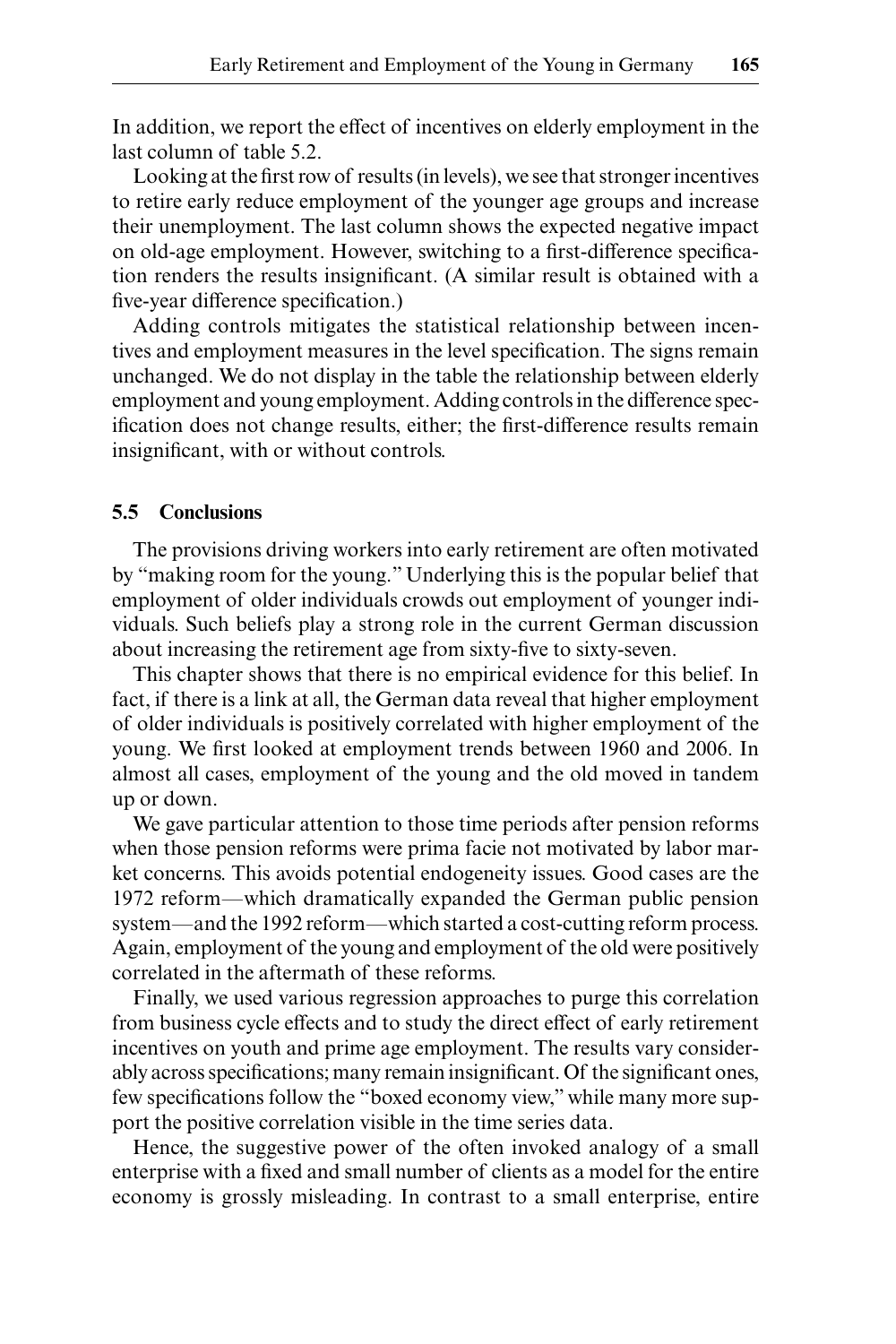In addition, we report the effect of incentives on elderly employment in the last column of table 5.2.

Looking at the first row of results (in levels), we see that stronger incentives to retire early reduce employment of the younger age groups and increase their unemployment. The last column shows the expected negative impact on old-age employment. However, switching to a first-difference specification renders the results insignificant. (A similar result is obtained with a five-year difference specification.)

Adding controls mitigates the statistical relationship between incentives and employment measures in the level specification. The signs remain unchanged. We do not display in the table the relationship between elderly employment and young employment. Adding controls in the difference specification does not change results, either; the first-difference results remain insignificant, with or without controls.

## 5.5 Conclusions

The provisions driving workers into early retirement are often motivated by "making room for the young." Underlying this is the popular belief that employment of older individuals crowds out employment of younger individuals. Such beliefs play a strong role in the current German discussion about increasing the retirement age from sixty-five to sixty-seven.

This chapter shows that there is no empirical evidence for this belief. In fact, if there is a link at all, the German data reveal that higher employment of older individuals is positively correlated with higher employment of the young. We first looked at employment trends between 1960 and 2006. In almost all cases, employment of the young and the old moved in tandem up or down.

We gave particular attention to those time periods after pension reforms when those pension reforms were prima facie not motivated by labor market concerns. This avoids potential endogeneity issues. Good cases are the 1972 reform—which dramatically expanded the German public pension system—and the 1992 reform—which started a cost-cutting reform process. Again, employment of the young and employment of the old were positively correlated in the aftermath of these reforms.

Finally, we used various regression approaches to purge this correlation from business cycle effects and to study the direct effect of early retirement incentives on youth and prime age employment. The results vary considerably across specifications; many remain insignificant. Of the significant ones, few specifications follow the "boxed economy view," while many more support the positive correlation visible in the time series data.

Hence, the suggestive power of the often invoked analogy of a small enterprise with a fixed and small number of clients as a model for the entire economy is grossly misleading. In contrast to a small enterprise, entire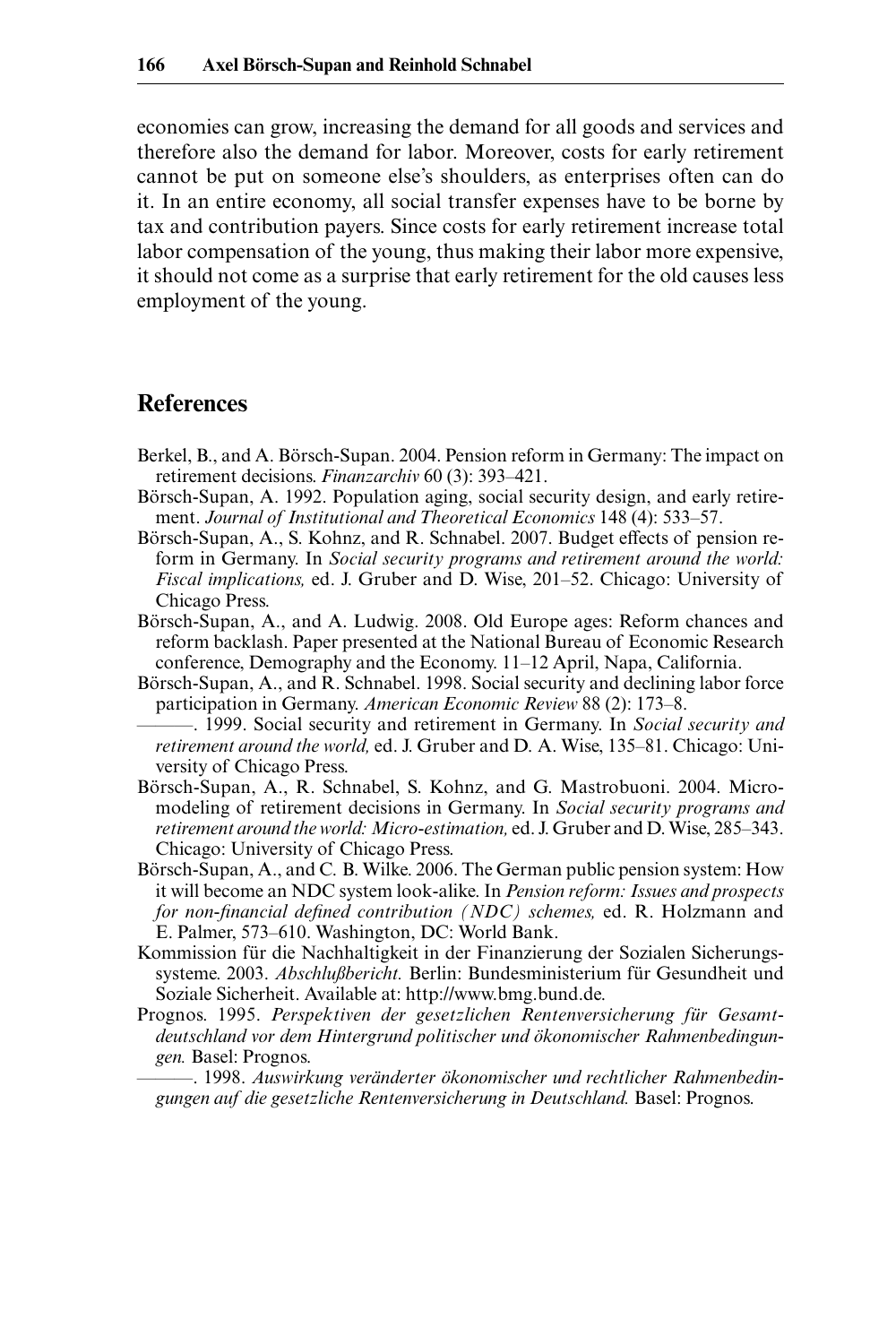economies can grow, increasing the demand for all goods and services and therefore also the demand for labor. Moreover, costs for early retirement cannot be put on someone else's shoulders, as enterprises often can do it. In an entire economy, all social transfer expenses have to be borne by tax and contribution payers. Since costs for early retirement increase total labor compensation of the young, thus making their labor more expensive, it should not come as a surprise that early retirement for the old causes less employment of the young.

## References

Berkel, B., and A. Börsch-Supan. 2004. Pension reform in Germany: The impact on retirement decisions. *Finanzarchiv* 60 (3): 393–421.

Börsch-Supan, A. 1992. Population aging, social security design, and early retirement. *Journal of Institutional and Theoretical Economics* 148 (4): 533–57.

Börsch-Supan, A., S. Kohnz, and R. Schnabel. 2007. Budget effects of pension reform in Germany. In *Social security programs and retirement around the world: Fiscal implications,* ed. J. Gruber and D. Wise, 201–52. Chicago: University of Chicago Press.

Börsch-Supan, A., and A. Ludwig. 2008. Old Europe ages: Reform chances and reform backlash. Paper presented at the National Bureau of Economic Research conference, Demography and the Economy. 11–12 April, Napa, California.

Börsch-Supan, A., and R. Schnabel. 1998. Social security and declining labor force participation in Germany. *American Economic Review* 88 (2): 173–8.

———. 1999. Social security and retirement in Germany. In *Social security and retirement around the world,* ed. J. Gruber and D. A. Wise, 135–81. Chicago: University of Chicago Press.

Börsch-Supan, A., R. Schnabel, S. Kohnz, and G. Mastrobuoni. 2004. Micro-modeling of retirement decisions in Germany. In *Social security programs and retirement around the world: Micro-estimation,* ed. J. Gruber and D. Wise, 285–343. Chicago: University of Chicago Press.

Börsch-Supan, A., and C. B. Wilke. 2006. The German public pension system: How it will become an NDC system look-alike. In *Pension reform: Issues and prospects for non-financial defined contribution (NDC) schemes,* ed. R. Holzmann and E. Palmer, 573–610. Washington, DC: World Bank.

Kommission für die Nachhaltigkeit in der Finanzierung der Sozialen Sicherungssysteme. 2003. *Abschlußbericht.* Berlin: Bundesministerium für Gesundheit und Soziale Sicherheit. Available at: http://www.bmg.bund.de.

Prognos. 1995. *Perspektiven der gesetzlichen Rentenversicherung für Gesamtdeutschland vor dem Hintergrund politischer und ökonomischer Rahmenbedingungen.* Basel: Prognos.

———. 1998. *Auswirkung veränderter ökonomischer und rechtlicher Rahmenbedingungen auf die gesetzliche Rentenversicherung in Deutschland.* Basel: Prognos.